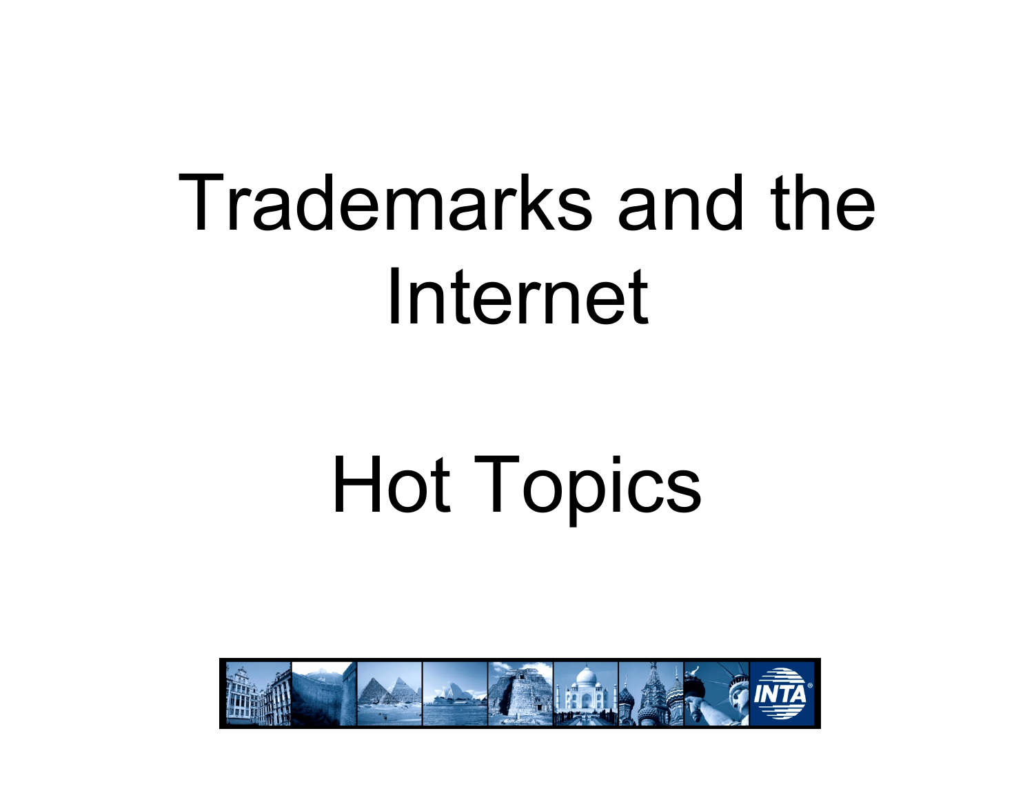# Trademarks and the Internet

# Hot Topics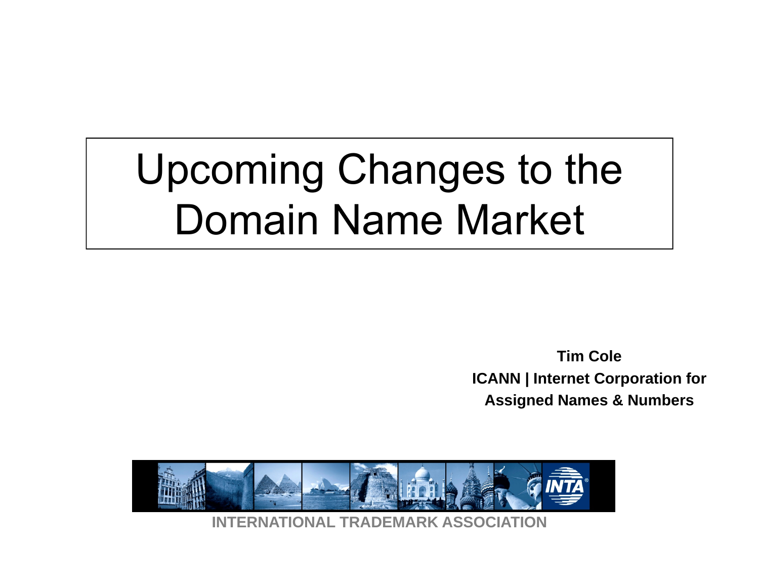# Upcoming Changes to the Domain Name Market

**Tim Cole**
**ICANN | Internet Corporation for Assigned Names & Numbers**

INTERNATIONAL TRADEMARK ASSOCIATION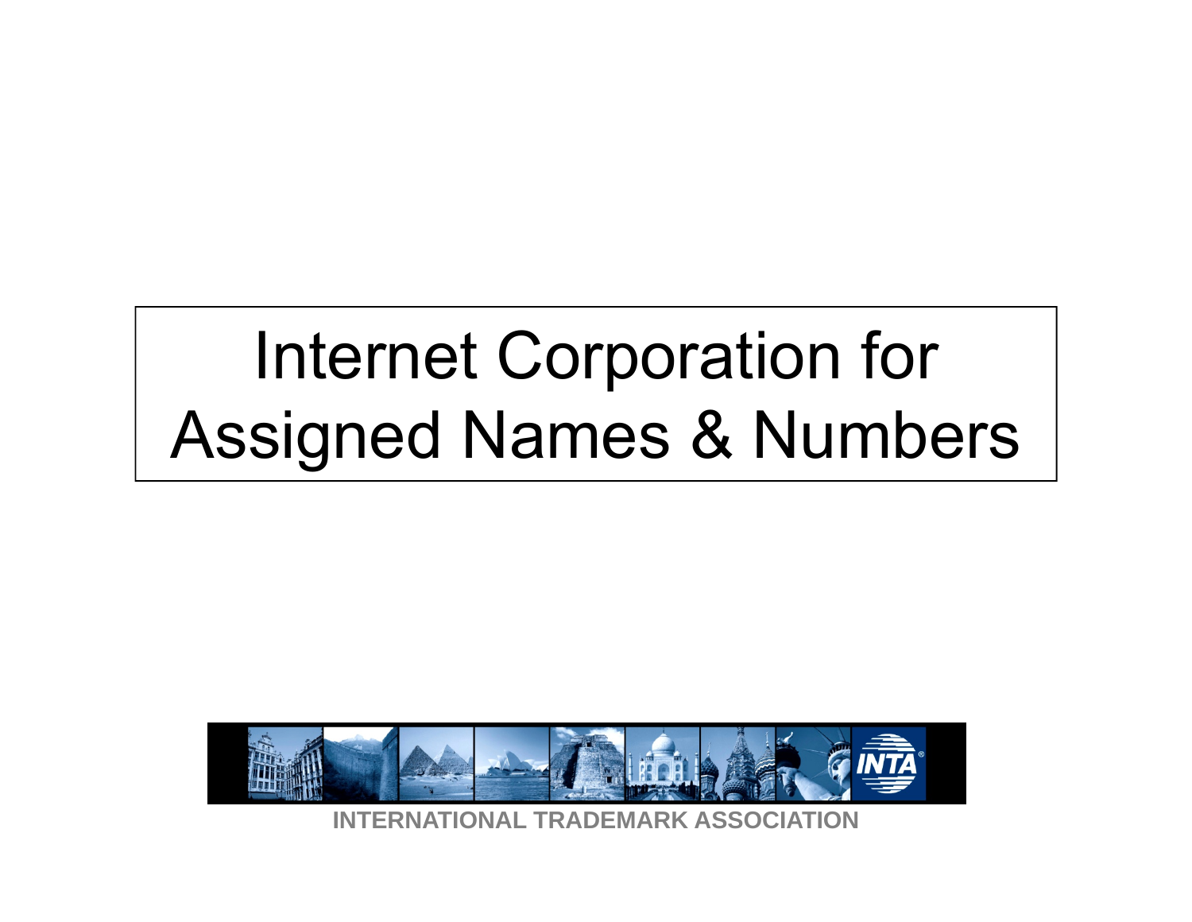# Internet Corporation for Assigned Names & Numbers

INTERNATIONAL TRADEMARK ASSOCIATION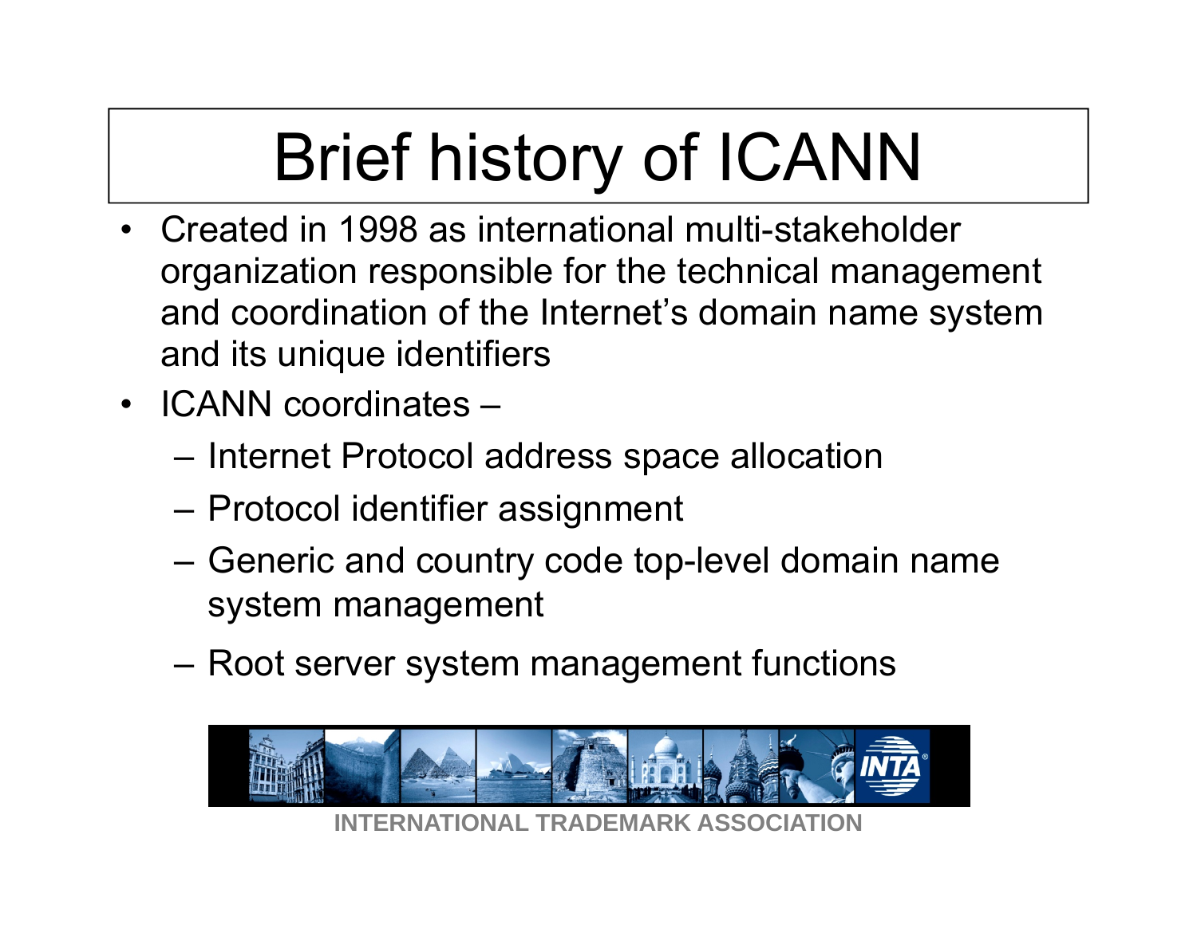# Brief history of ICANN

- Created in 1998 as international multi-stakeholder organization responsible for the technical management and coordination of the Internet's domain name system and its unique identifiers
- ICANN coordinates –
  - Internet Protocol address space allocation
  - Protocol identifier assignment
  - Generic and country code top-level domain name system management
  - Root server system management functions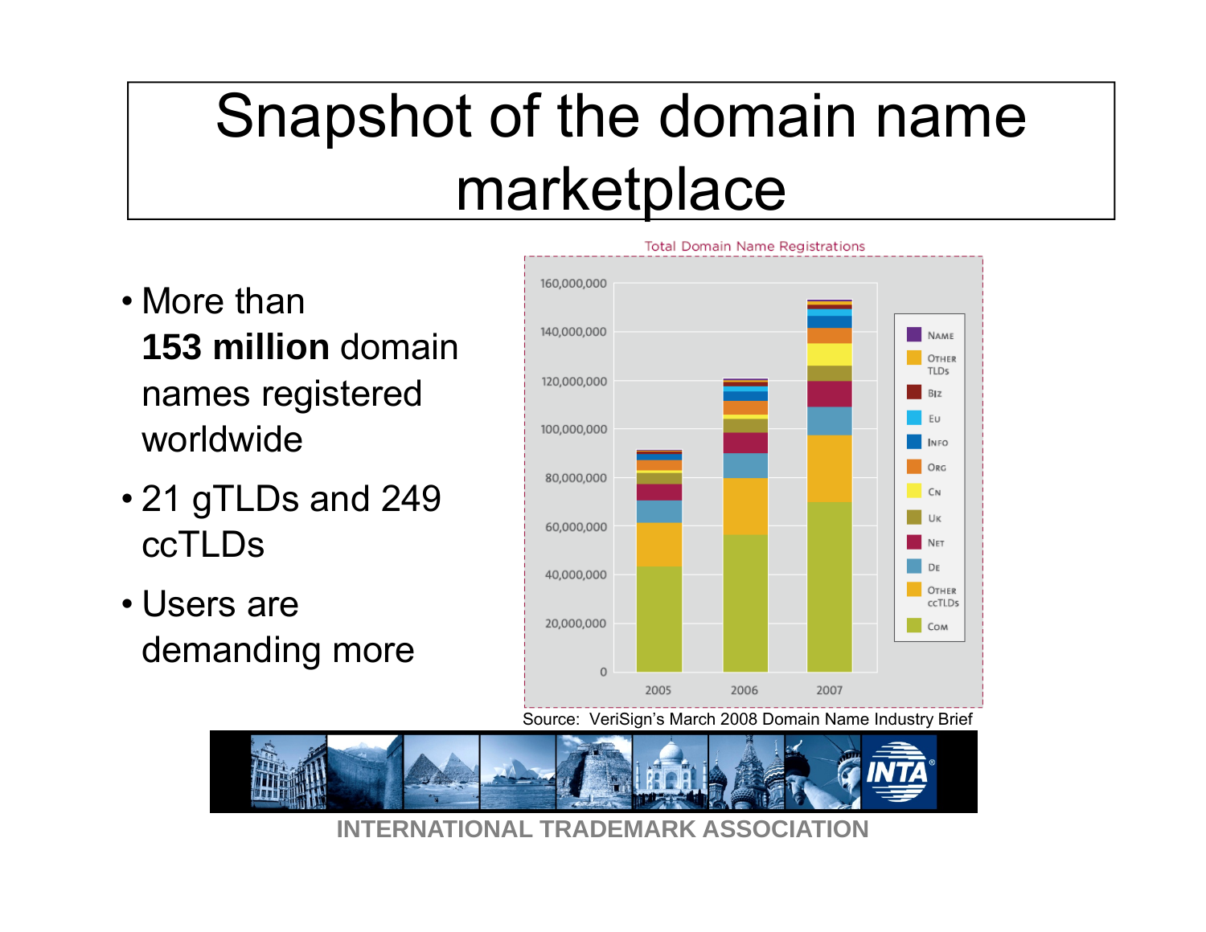# Snapshot of the domain name marketplace

- More than **153 million** domain names registered worldwide
- 21 gTLDs and 249 ccTLDs
- Users are demanding more

Total Domain Name Registrations

Source: VeriSign's March 2008 Domain Name Industry Brief

INTERNATIONAL TRADEMARK ASSOCIATION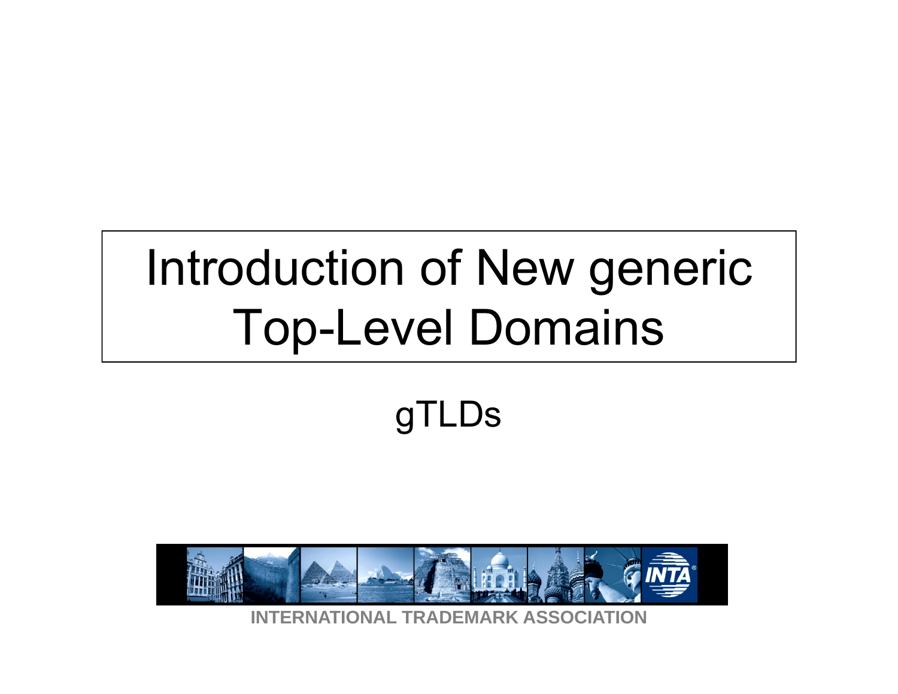# Introduction of New generic Top-Level Domains

gTLDs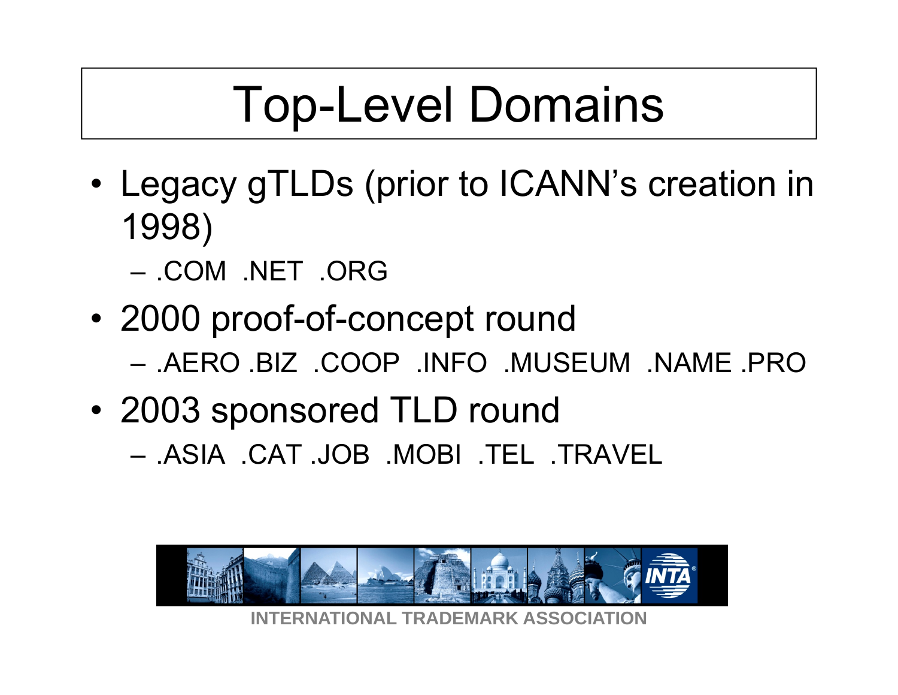# Top-Level Domains

- Legacy gTLDs (prior to ICANN's creation in 1998)
  - .COM .NET .ORG
- 2000 proof-of-concept round
  - .AERO .BIZ .COOP .INFO .MUSEUM .NAME .PRO
- 2003 sponsored TLD round
  - .ASIA .CAT .JOB .MOBI .TEL .TRAVEL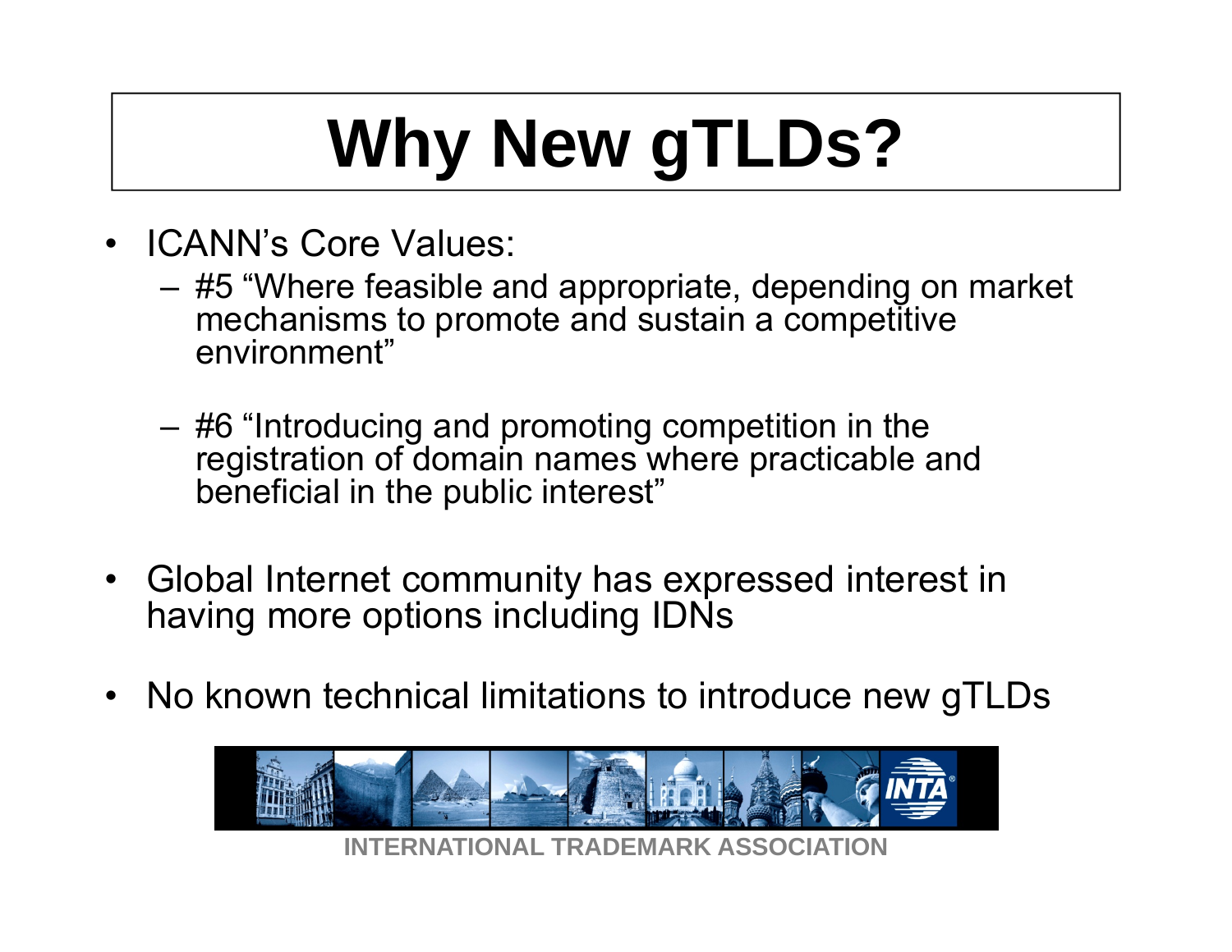# Why New gTLDs?

- ICANN's Core Values:
  - #5 "Where feasible and appropriate, depending on market mechanisms to promote and sustain a competitive environment"
  - #6 "Introducing and promoting competition in the registration of domain names where practicable and beneficial in the public interest"
- Global Internet community has expressed interest in having more options including IDNs
- No known technical limitations to introduce new gTLDs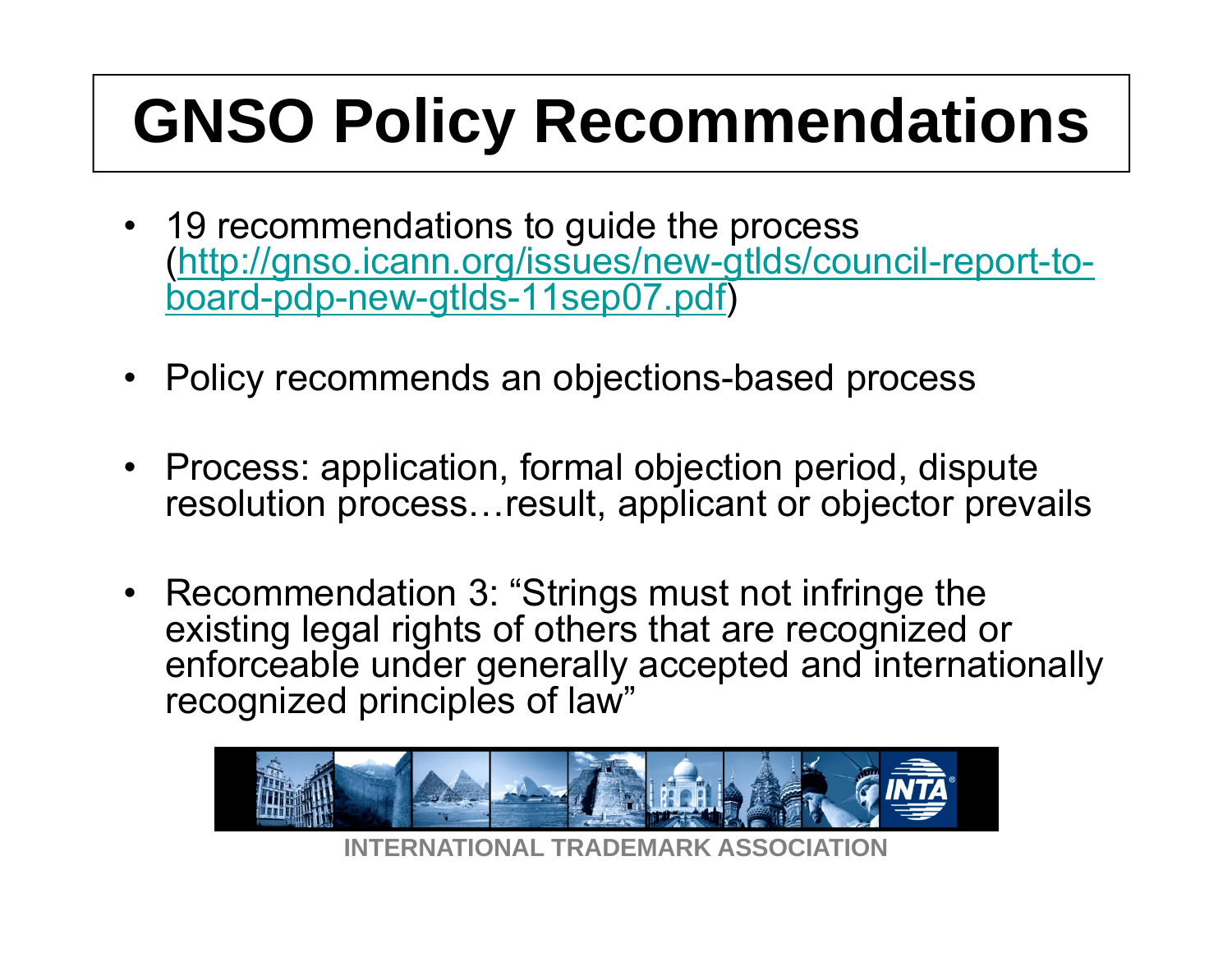# GNSO Policy Recommendations

- 19 recommendations to guide the process (http://gnso.icann.org/issues/new-gtlds/council-report-to-board-pdp-new-gtlds-11sep07.pdf)
- Policy recommends an objections-based process
- Process: application, formal objection period, dispute resolution process…result, applicant or objector prevails
- Recommendation 3: "Strings must not infringe the existing legal rights of others that are recognized or enforceable under generally accepted and internationally recognized principles of law"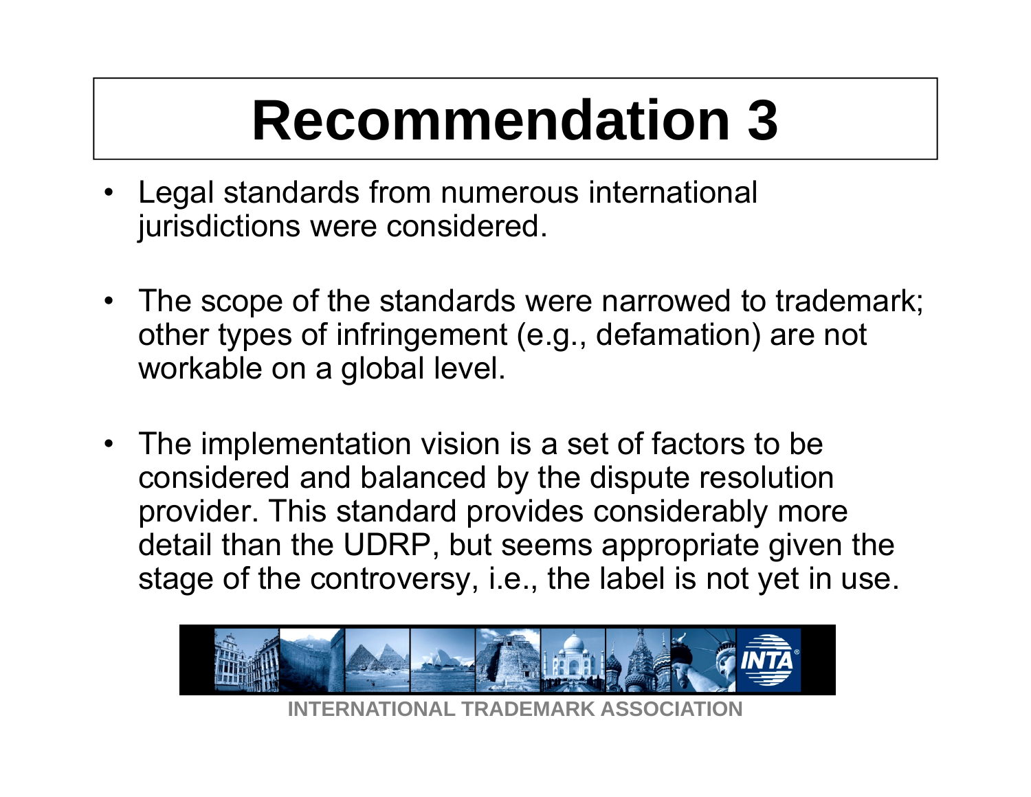# Recommendation 3

- Legal standards from numerous international jurisdictions were considered.
- The scope of the standards were narrowed to trademark; other types of infringement (e.g., defamation) are not workable on a global level.
- The implementation vision is a set of factors to be considered and balanced by the dispute resolution provider. This standard provides considerably more detail than the UDRP, but seems appropriate given the stage of the controversy, i.e., the label is not yet in use.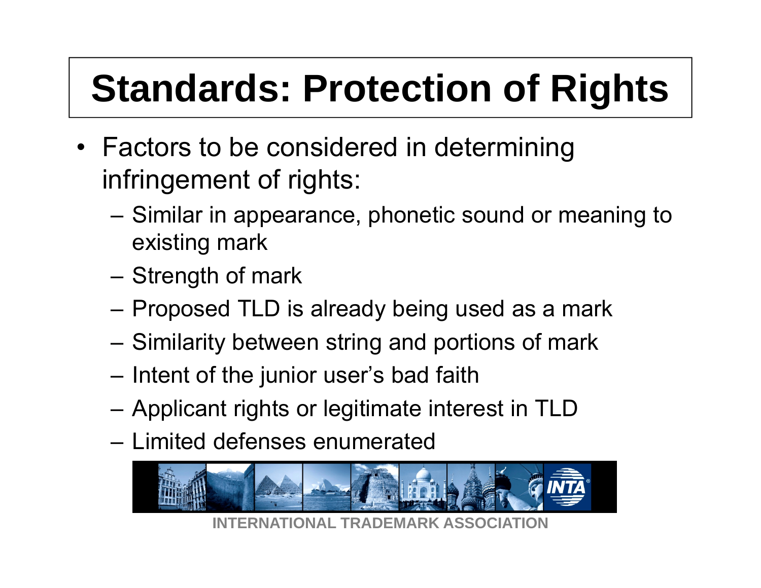# Standards: Protection of Rights

- Factors to be considered in determining infringement of rights:
  - Similar in appearance, phonetic sound or meaning to existing mark
  - Strength of mark
  - Proposed TLD is already being used as a mark
  - Similarity between string and portions of mark
  - Intent of the junior user's bad faith
  - Applicant rights or legitimate interest in TLD
  - Limited defenses enumerated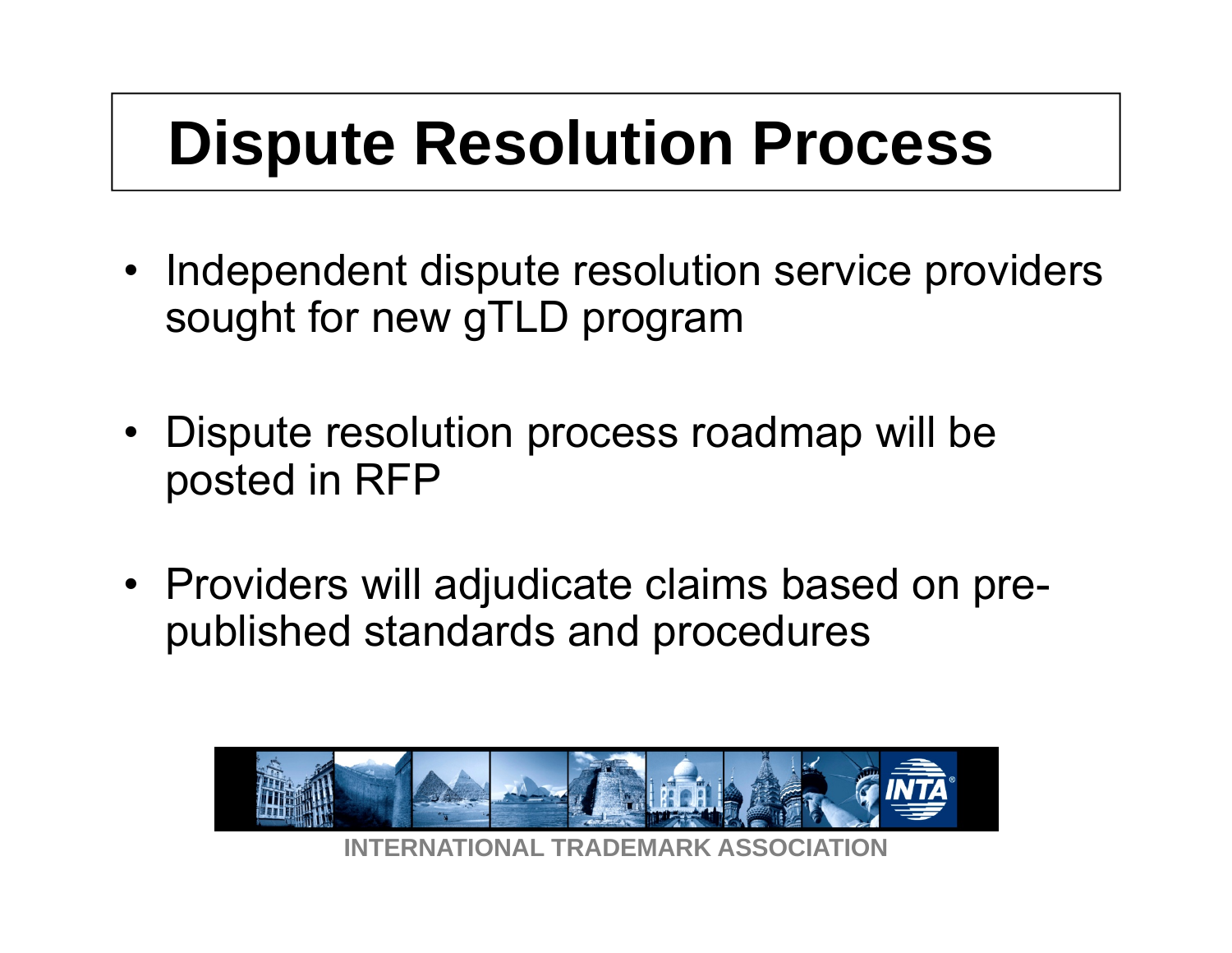# Dispute Resolution Process

- Independent dispute resolution service providers sought for new gTLD program
- Dispute resolution process roadmap will be posted in RFP
- Providers will adjudicate claims based on pre-published standards and procedures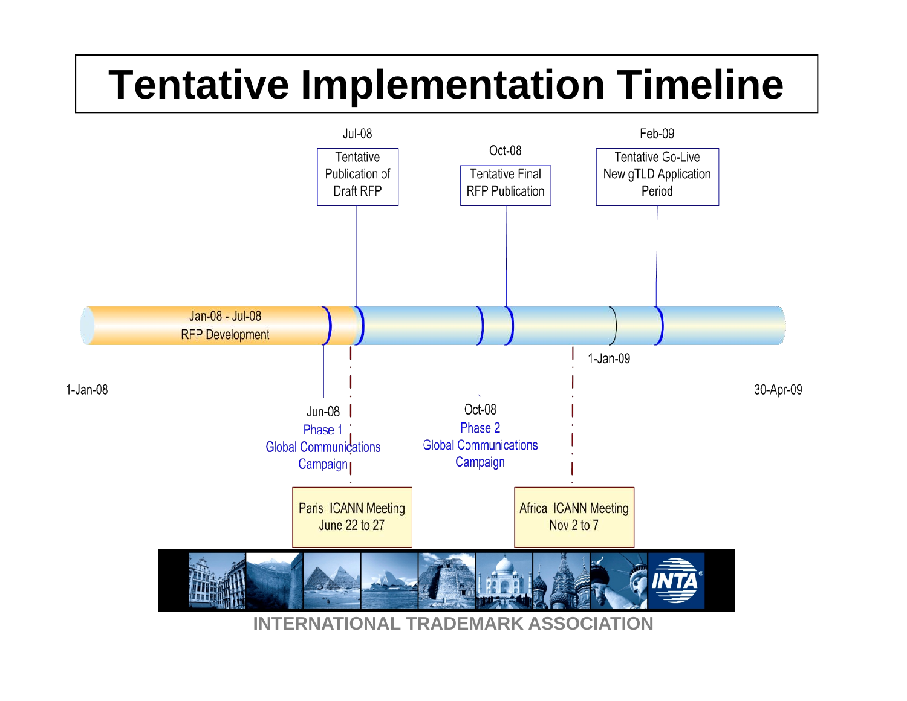# Tentative Implementation Timeline

1-Jan-08

Jan-08 - Jul-08
RFP Development

Jul-08
Tentative Publication of Draft RFP

Oct-08
Tentative Final RFP Publication

Feb-09
Tentative Go-Live New gTLD Application Period

1-Jan-09

30-Apr-09

Jun-08
Phase 1
Global Communications Campaign

Oct-08
Phase 2
Global Communications Campaign

Paris ICANN Meeting
June 22 to 27

Africa ICANN Meeting
Nov 2 to 7

INTERNATIONAL TRADEMARK ASSOCIATION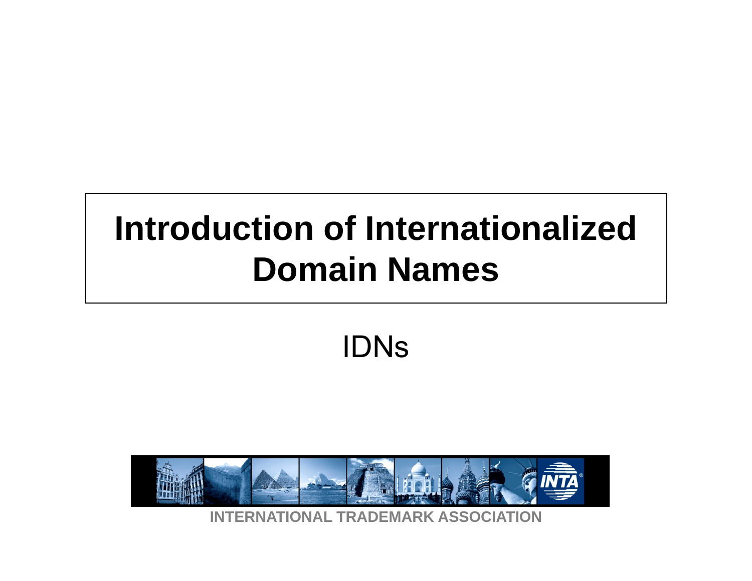# Introduction of Internationalized Domain Names

IDNs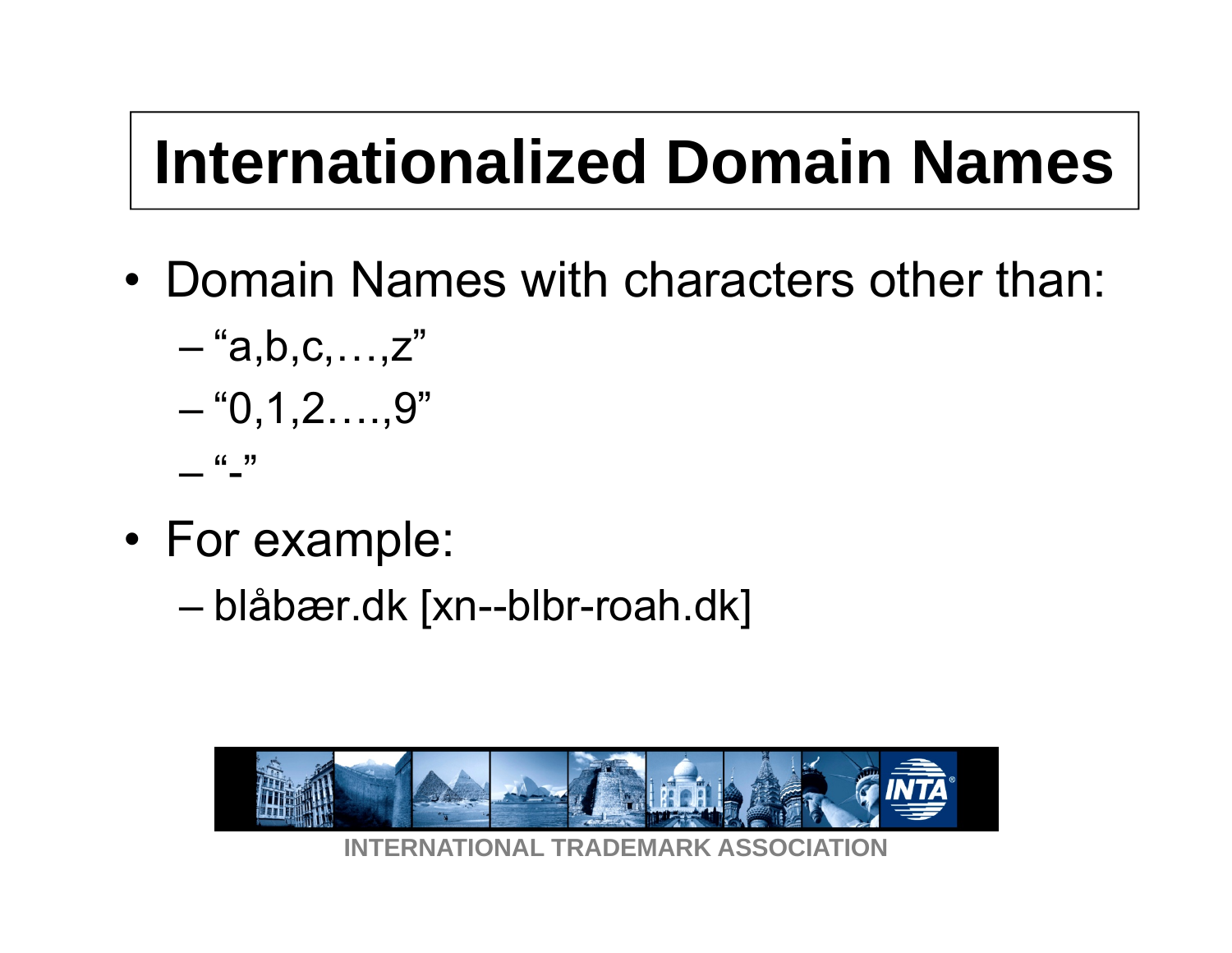# Internationalized Domain Names

- Domain Names with characters other than:
  - "a,b,c,…,z"
  - "0,1,2….,9"
  - "-"
- For example:
  - blåbær.dk [xn--blbr-roah.dk]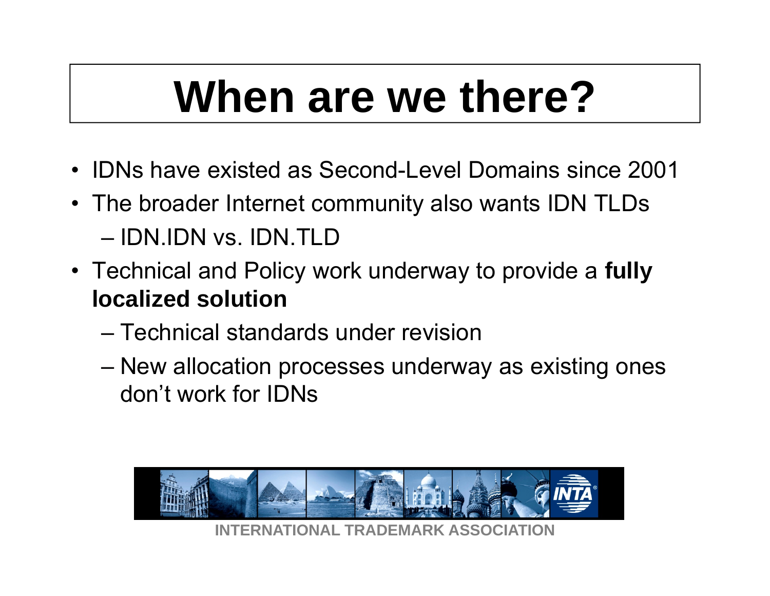# When are we there?

- IDNs have existed as Second-Level Domains since 2001
- The broader Internet community also wants IDN TLDs
  - IDN.IDN vs. IDN.TLD
- Technical and Policy work underway to provide a **fully localized solution**
  - Technical standards under revision
  - New allocation processes underway as existing ones don't work for IDNs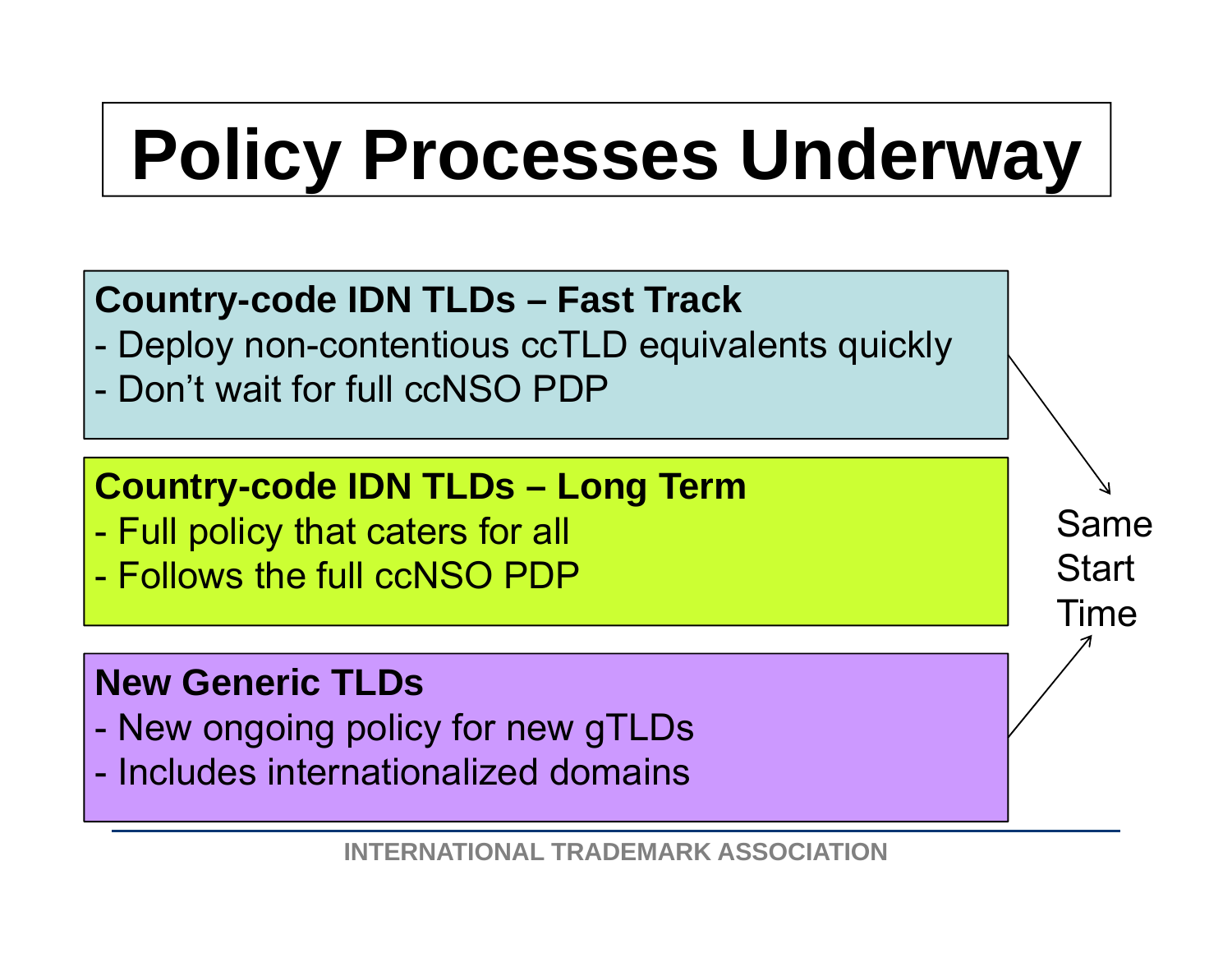# Policy Processes Underway

**Country-code IDN TLDs – Fast Track**

- Deploy non-contentious ccTLD equivalents quickly
- Don't wait for full ccNSO PDP

**Country-code IDN TLDs – Long Term**

- Full policy that caters for all
- Follows the full ccNSO PDP

**New Generic TLDs**

- New ongoing policy for new gTLDs
- Includes internationalized domains

Same Start Time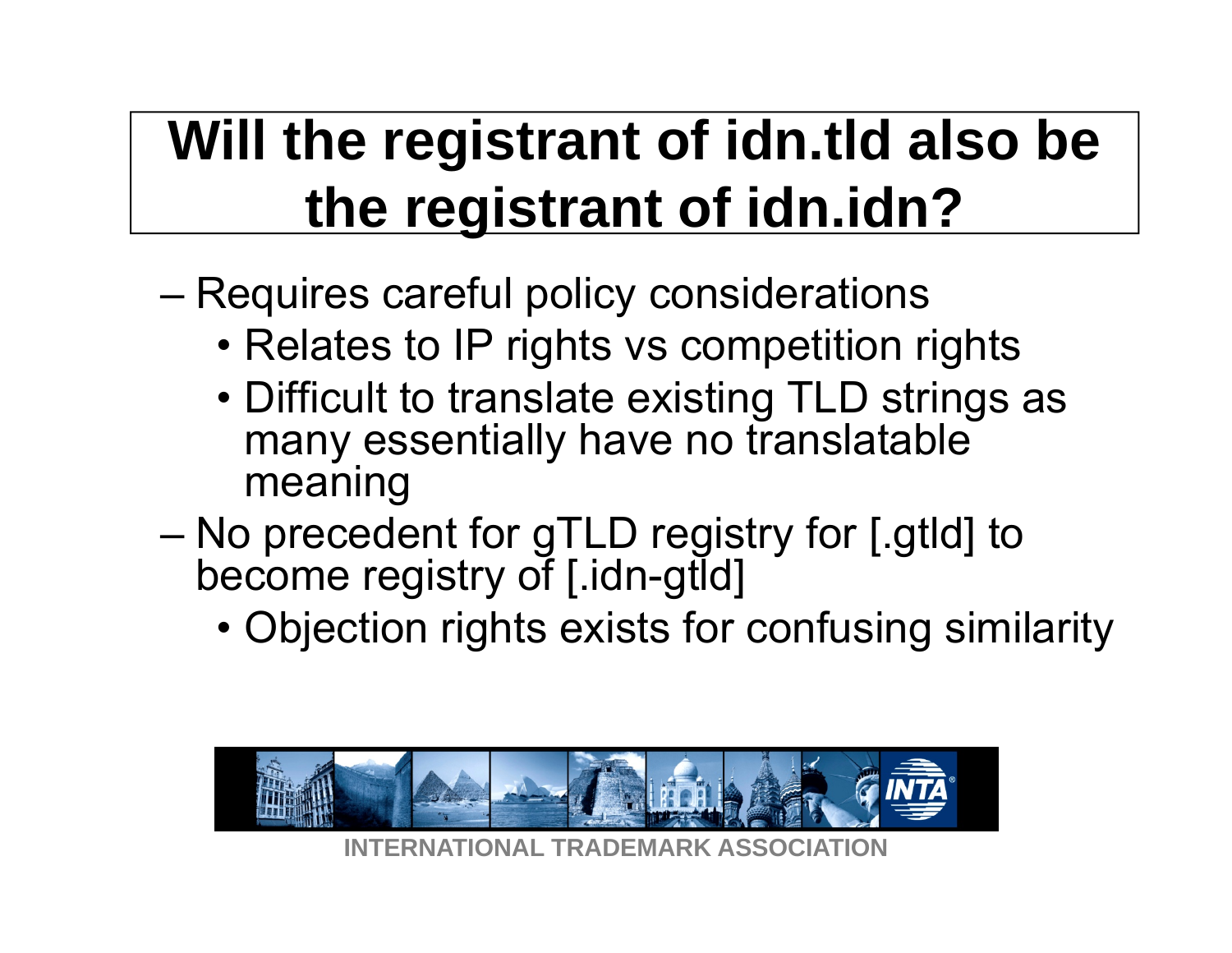# Will the registrant of idn.tld also be the registrant of idn.idn?

- Requires careful policy considerations
  - Relates to IP rights vs competition rights
  - Difficult to translate existing TLD strings as many essentially have no translatable meaning
- No precedent for gTLD registry for [.gtld] to become registry of [.idn-gtld]
  - Objection rights exists for confusing similarity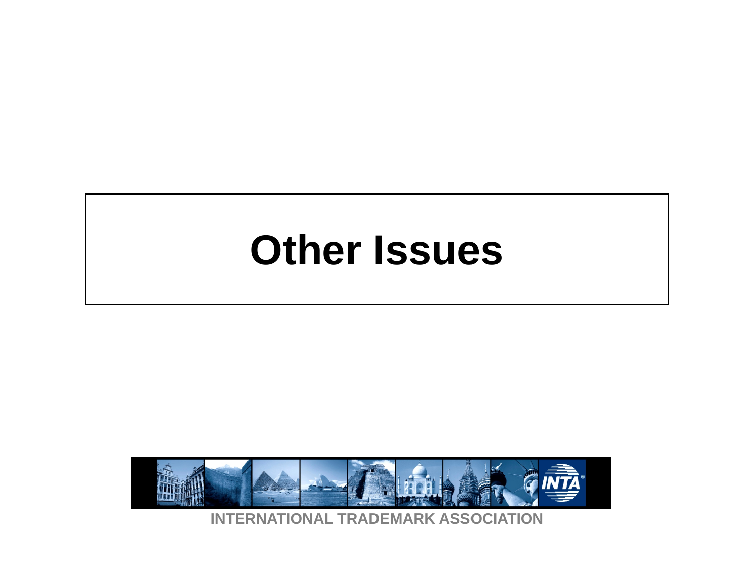# Other Issues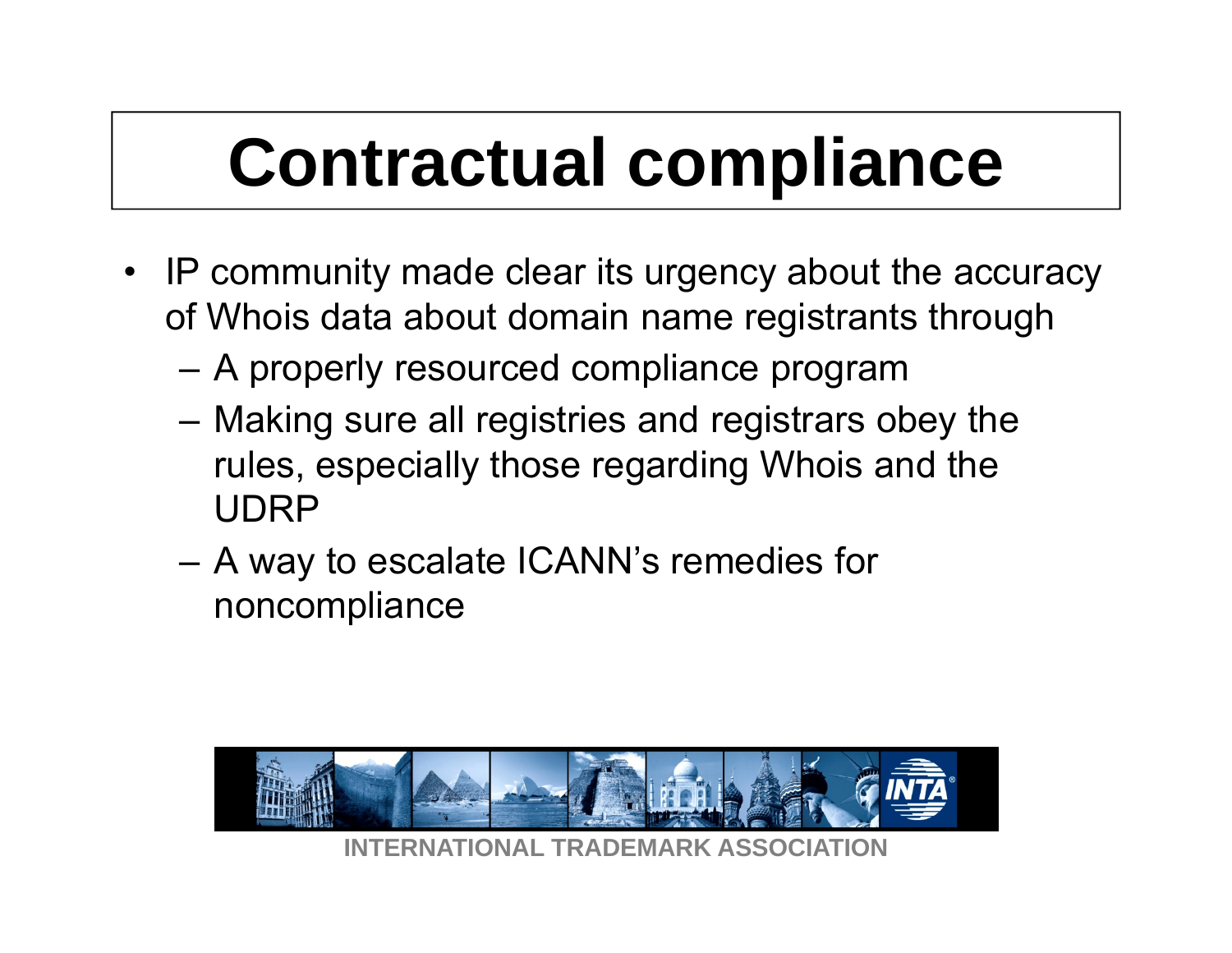# Contractual compliance

- IP community made clear its urgency about the accuracy of Whois data about domain name registrants through
  - A properly resourced compliance program
  - Making sure all registries and registrars obey the rules, especially those regarding Whois and the UDRP
  - A way to escalate ICANN's remedies for noncompliance

INTERNATIONAL TRADEMARK ASSOCIATION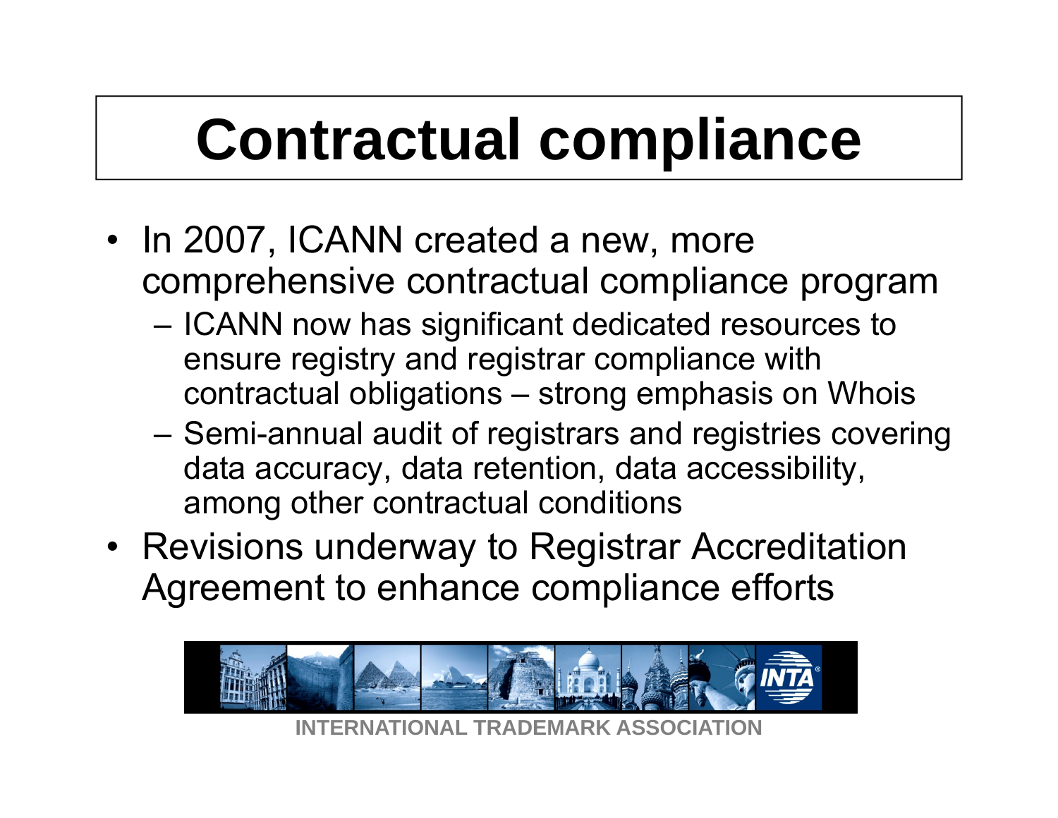# Contractual compliance

- In 2007, ICANN created a new, more comprehensive contractual compliance program
  - ICANN now has significant dedicated resources to ensure registry and registrar compliance with contractual obligations – strong emphasis on Whois
  - Semi-annual audit of registrars and registries covering data accuracy, data retention, data accessibility, among other contractual conditions
- Revisions underway to Registrar Accreditation Agreement to enhance compliance efforts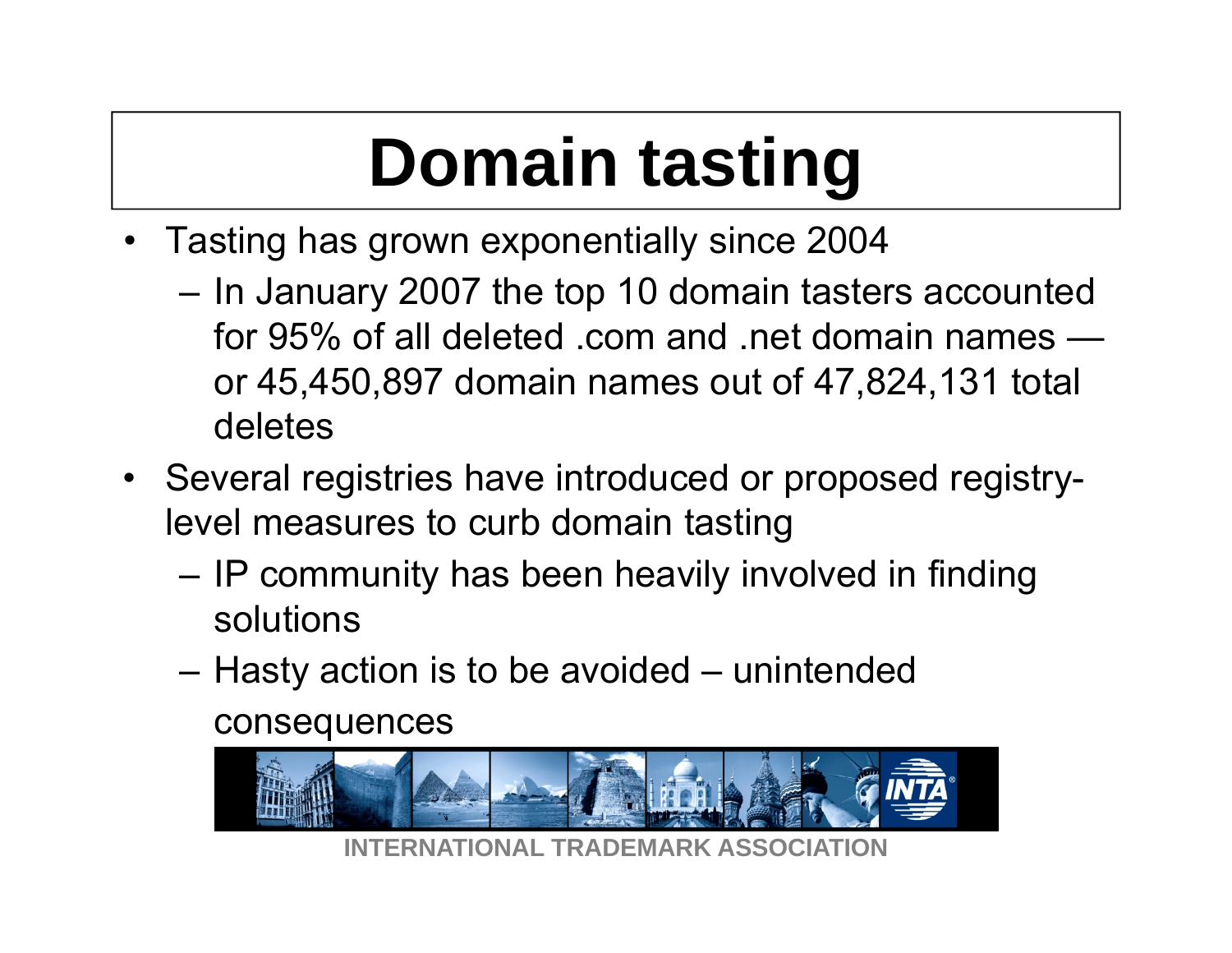# Domain tasting

- Tasting has grown exponentially since 2004
  - In January 2007 the top 10 domain tasters accounted for 95% of all deleted .com and .net domain names — or 45,450,897 domain names out of 47,824,131 total deletes
- Several registries have introduced or proposed registry-level measures to curb domain tasting
  - IP community has been heavily involved in finding solutions
  - Hasty action is to be avoided – unintended consequences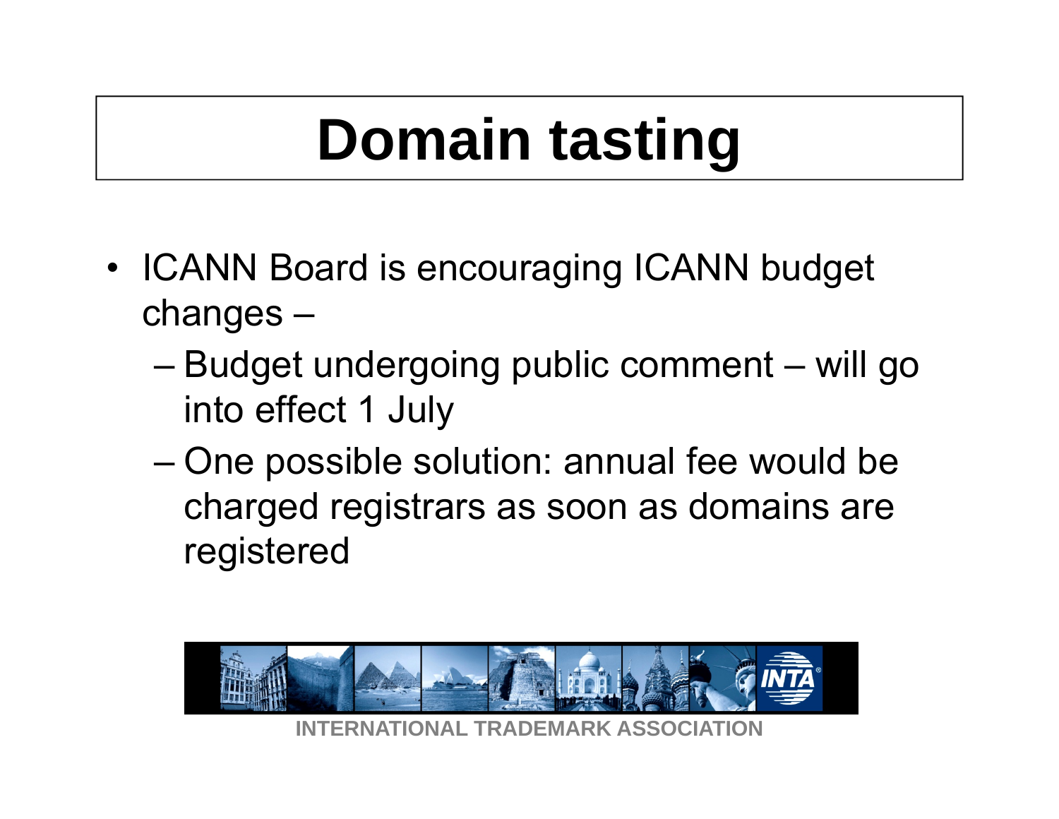# Domain tasting

- ICANN Board is encouraging ICANN budget changes –
  - Budget undergoing public comment – will go into effect 1 July
  - One possible solution: annual fee would be charged registrars as soon as domains are registered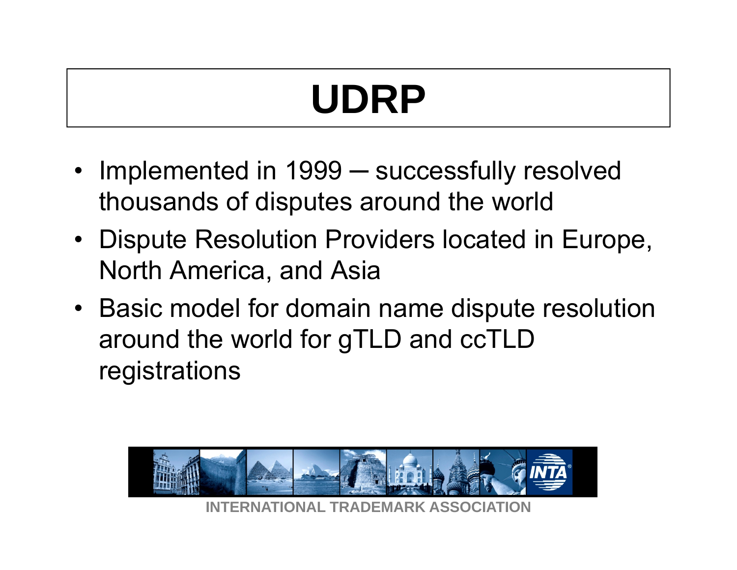# UDRP

- Implemented in 1999 – successfully resolved thousands of disputes around the world
- Dispute Resolution Providers located in Europe, North America, and Asia
- Basic model for domain name dispute resolution around the world for gTLD and ccTLD registrations